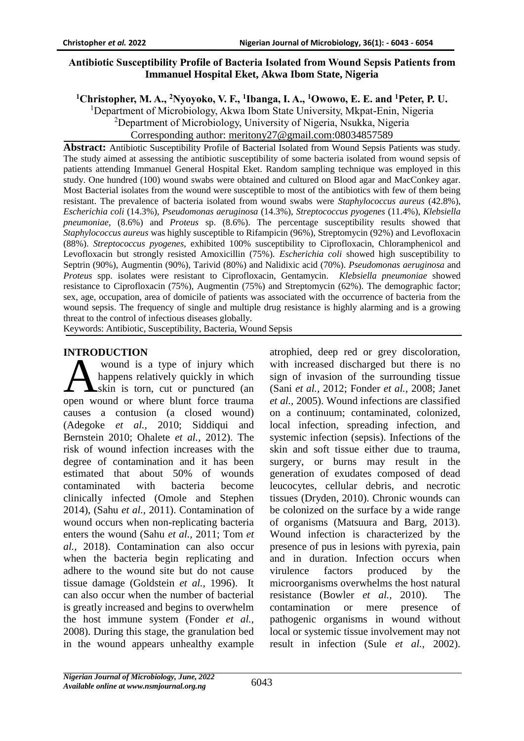# Antibiotic Susceptibility Profile of Bacteria Isolated from Wound Sepsis Patients from Immanuel Hospital Eket, Akwa Ibom State, Nigeria

**[1]Christopher, M. A., [2]Nyoyoko, V. F., [1]Ibanga, I. A., [1]Owowo, E. E. and [1]Peter, P. U.**

[1]Department of Microbiology, Akwa Ibom State University, Mkpat-Enin, Nigeria
[2]Department of Microbiology, University of Nigeria, Nsukka, Nigeria
Corresponding author: meritony27@gmail.com:08034857589

**Abstract:** Antibiotic Susceptibility Profile of Bacterial Isolated from Wound Sepsis Patients was study. The study aimed at assessing the antibiotic susceptibility of some bacteria isolated from wound sepsis of patients attending Immanuel General Hospital Eket. Random sampling technique was employed in this study. One hundred (100) wound swabs were obtained and cultured on Blood agar and MacConkey agar. Most Bacterial isolates from the wound were susceptible to most of the antibiotics with few of them being resistant. The prevalence of bacteria isolated from wound swabs were *Staphylococcus aureus* (42.8%), *Escherichia coli* (14.3%), *Pseudomonas aeruginosa* (14.3%), *Streptococcus pyogenes* (11.4%), *Klebsiella pneumoniae*, (8.6%) and *Proteus* sp. (8.6%). The percentage susceptibility results showed that *Staphylococcus aureus* was highly susceptible to Rifampicin (96%), Streptomycin (92%) and Levofloxacin (88%). *Streptococcus pyogenes*, exhibited 100% susceptibility to Ciprofloxacin, Chloramphenicol and Levofloxacin but strongly resisted Amoxicillin (75%). *Escherichia coli* showed high susceptibility to Septrin (90%), Augmentin (90%), Tarivid (80%) and Nalidixic acid (70%). *Pseudomonas aeruginosa* and *Proteus* spp. isolates were resistant to Ciprofloxacin, Gentamycin. *Klebsiella pneumoniae* showed resistance to Ciprofloxacin (75%), Augmentin (75%) and Streptomycin (62%). The demographic factor; sex, age, occupation, area of domicile of patients was associated with the occurrence of bacteria from the wound sepsis. The frequency of single and multiple drug resistance is highly alarming and is a growing threat to the control of infectious diseases globally.

Keywords: Antibiotic, Susceptibility, Bacteria, Wound Sepsis

## INTRODUCTION

A wound is a type of injury which happens relatively quickly in which skin is torn, cut or punctured (an open wound or where blunt force trauma causes a contusion (a closed wound) (Adegoke *et al.,* 2010; Siddiqui and Bernstein 2010; Ohalete *et al.,* 2012). The risk of wound infection increases with the degree of contamination and it has been estimated that about 50% of wounds contaminated with bacteria become clinically infected (Omole and Stephen 2014), (Sahu *et al.,* 2011). Contamination of wound occurs when non-replicating bacteria enters the wound (Sahu *et al.,* 2011; Tom *et al.,* 2018). Contamination can also occur when the bacteria begin replicating and adhere to the wound site but do not cause tissue damage (Goldstein *et al.,* 1996). It can also occur when the number of bacterial is greatly increased and begins to overwhelm the host immune system (Fonder *et al.,* 2008). During this stage, the granulation bed in the wound appears unhealthy example atrophied, deep red or grey discoloration, with increased discharged but there is no sign of invasion of the surrounding tissue (Sani *et al.,* 2012; Fonder *et al.,* 2008; Janet *et al.,* 2005). Wound infections are classified on a continuum; contaminated, colonized, local infection, spreading infection, and systemic infection (sepsis). Infections of the skin and soft tissue either due to trauma, surgery, or burns may result in the generation of exudates composed of dead leucocytes, cellular debris, and necrotic tissues (Dryden, 2010). Chronic wounds can be colonized on the surface by a wide range of organisms (Matsuura and Barg, 2013). Wound infection is characterized by the presence of pus in lesions with pyrexia, pain and in duration. Infection occurs when virulence factors produced by the microorganisms overwhelms the host natural resistance (Bowler *et al.,* 2010). The contamination or mere presence of pathogenic organisms in wound without local or systemic tissue involvement may not result in infection (Sule *et al.,* 2002).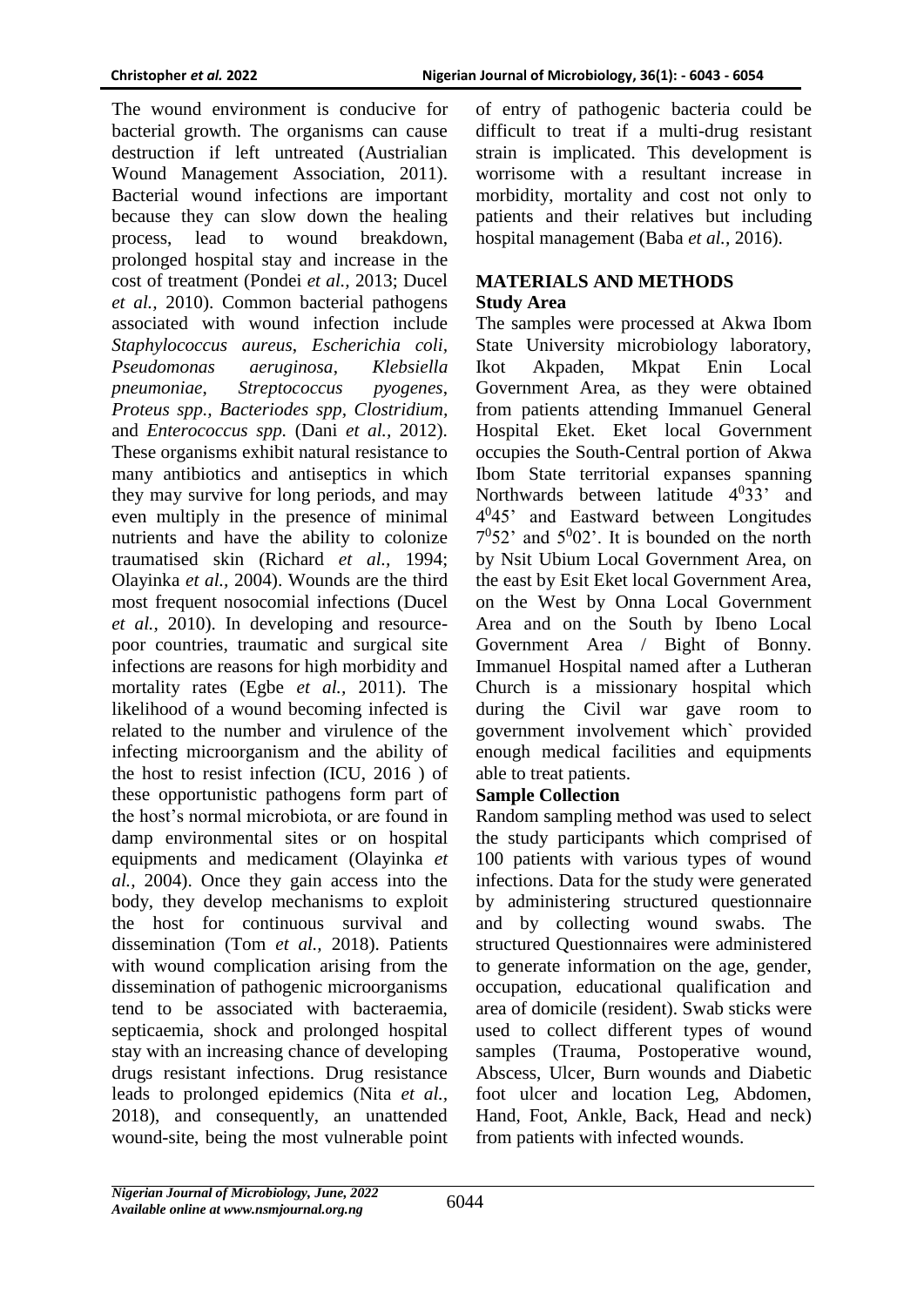The wound environment is conducive for bacterial growth. The organisms can cause destruction if left untreated (Austrialian Wound Management Association, 2011). Bacterial wound infections are important because they can slow down the healing process, lead to wound breakdown, prolonged hospital stay and increase in the cost of treatment (Pondei *et al.*, 2013; Ducel *et al.,* 2010). Common bacterial pathogens associated with wound infection include *Staphylococcus aureus*, *Escherichia coli, Pseudomonas aeruginosa*, *Klebsiella pneumoniae*, *Streptococcus pyogenes*, *Proteus spp., Bacteriodes spp, Clostridium*, and *Enterococcus spp.* (Dani *et al.,* 2012). These organisms exhibit natural resistance to many antibiotics and antiseptics in which they may survive for long periods, and may even multiply in the presence of minimal nutrients and have the ability to colonize traumatised skin (Richard *et al.,* 1994; Olayinka *et al.,* 2004). Wounds are the third most frequent nosocomial infections (Ducel *et al.,* 2010). In developing and resource-poor countries, traumatic and surgical site infections are reasons for high morbidity and mortality rates (Egbe *et al.,* 2011). The likelihood of a wound becoming infected is related to the number and virulence of the infecting microorganism and the ability of the host to resist infection (ICU, 2016 ) of these opportunistic pathogens form part of the host's normal microbiota, or are found in damp environmental sites or on hospital equipments and medicament (Olayinka *et al.,* 2004). Once they gain access into the body, they develop mechanisms to exploit the host for continuous survival and dissemination (Tom *et al.,* 2018). Patients with wound complication arising from the dissemination of pathogenic microorganisms tend to be associated with bacteraemia, septicaemia, shock and prolonged hospital stay with an increasing chance of developing drugs resistant infections. Drug resistance leads to prolonged epidemics (Nita *et al.,* 2018), and consequently, an unattended wound-site, being the most vulnerable point of entry of pathogenic bacteria could be difficult to treat if a multi-drug resistant strain is implicated. This development is worrisome with a resultant increase in morbidity, mortality and cost not only to patients and their relatives but including hospital management (Baba *et al.,* 2016).

## MATERIALS AND METHODS

### Study Area

The samples were processed at Akwa Ibom State University microbiology laboratory, Ikot Akpaden, Mkpat Enin Local Government Area, as they were obtained from patients attending Immanuel General Hospital Eket. Eket local Government occupies the South-Central portion of Akwa Ibom State territorial expanses spanning Northwards between latitude $4^{0}33'$ and $4^{0}45'$ and Eastward between Longitudes $7^{0}52'$ and $5^{0}02'$. It is bounded on the north by Nsit Ubium Local Government Area, on the east by Esit Eket local Government Area, on the West by Onna Local Government Area and on the South by Ibeno Local Government Area / Bight of Bonny. Immanuel Hospital named after a Lutheran Church is a missionary hospital which during the Civil war gave room to government involvement which` provided enough medical facilities and equipments able to treat patients.

### Sample Collection

Random sampling method was used to select the study participants which comprised of 100 patients with various types of wound infections. Data for the study were generated by administering structured questionnaire and by collecting wound swabs. The structured Questionnaires were administered to generate information on the age, gender, occupation, educational qualification and area of domicile (resident). Swab sticks were used to collect different types of wound samples (Trauma, Postoperative wound, Abscess, Ulcer, Burn wounds and Diabetic foot ulcer and location Leg, Abdomen, Hand, Foot, Ankle, Back, Head and neck) from patients with infected wounds.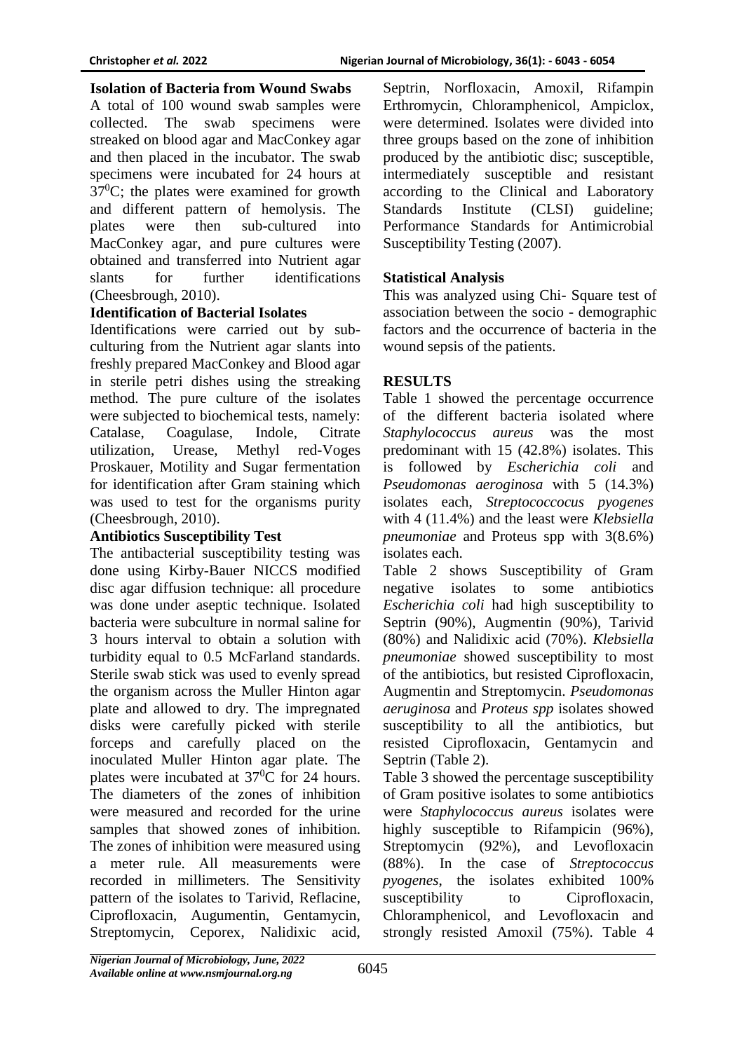### Isolation of Bacteria from Wound Swabs

A total of 100 wound swab samples were collected. The swab specimens were streaked on blood agar and MacConkey agar and then placed in the incubator. The swab specimens were incubated for 24 hours at $37^0$C; the plates were examined for growth and different pattern of hemolysis. The plates were then sub-cultured into MacConkey agar, and pure cultures were obtained and transferred into Nutrient agar slants for further identifications (Cheesbrough, 2010).

### Identification of Bacterial Isolates

Identifications were carried out by sub-culturing from the Nutrient agar slants into freshly prepared MacConkey and Blood agar in sterile petri dishes using the streaking method. The pure culture of the isolates were subjected to biochemical tests, namely: Catalase, Coagulase, Indole, Citrate utilization, Urease, Methyl red-Voges Proskauer, Motility and Sugar fermentation for identification after Gram staining which was used to test for the organisms purity (Cheesbrough, 2010).

### Antibiotics Susceptibility Test

The antibacterial susceptibility testing was done using Kirby-Bauer NICCS modified disc agar diffusion technique: all procedure was done under aseptic technique. Isolated bacteria were subculture in normal saline for 3 hours interval to obtain a solution with turbidity equal to 0.5 McFarland standards. Sterile swab stick was used to evenly spread the organism across the Muller Hinton agar plate and allowed to dry. The impregnated disks were carefully picked with sterile forceps and carefully placed on the inoculated Muller Hinton agar plate. The plates were incubated at $37^0$C for 24 hours. The diameters of the zones of inhibition were measured and recorded for the urine samples that showed zones of inhibition. The zones of inhibition were measured using a meter rule. All measurements were recorded in millimeters. The Sensitivity pattern of the isolates to Tarivid, Reflacine, Ciprofloxacin, Augumentin, Gentamycin, Streptomycin, Ceporex, Nalidixic acid, Septrin, Norfloxacin, Amoxil, Rifampin Erthromycin, Chloramphenicol, Ampiclox, were determined. Isolates were divided into three groups based on the zone of inhibition produced by the antibiotic disc; susceptible, intermediately susceptible and resistant according to the Clinical and Laboratory Standards Institute (CLSI) guideline; Performance Standards for Antimicrobial Susceptibility Testing (2007).

### Statistical Analysis

This was analyzed using Chi- Square test of association between the socio - demographic factors and the occurrence of bacteria in the wound sepsis of the patients.

## RESULTS

Table 1 showed the percentage occurrence of the different bacteria isolated where *Staphylococcus aureus* was the most predominant with 15 (42.8%) isolates. This is followed by *Escherichia coli* and *Pseudomonas aeroginosa* with 5 (14.3%) isolates each, *Streptococcocus pyogenes* with 4 (11.4%) and the least were *Klebsiella pneumoniae* and Proteus spp with 3(8.6%) isolates each.

Table 2 shows Susceptibility of Gram negative isolates to some antibiotics *Escherichia coli* had high susceptibility to Septrin (90%), Augmentin (90%), Tarivid (80%) and Nalidixic acid (70%). *Klebsiella pneumoniae* showed susceptibility to most of the antibiotics, but resisted Ciprofloxacin, Augmentin and Streptomycin. *Pseudomonas aeruginosa* and *Proteus spp* isolates showed susceptibility to all the antibiotics, but resisted Ciprofloxacin, Gentamycin and Septrin (Table 2).

Table 3 showed the percentage susceptibility of Gram positive isolates to some antibiotics were *Staphylococcus aureus* isolates were highly susceptible to Rifampicin (96%), Streptomycin (92%), and Levofloxacin (88%). In the case of *Streptococcus pyogenes*, the isolates exhibited 100% susceptibility to Ciprofloxacin, Chloramphenicol, and Levofloxacin and strongly resisted Amoxil (75%). Table 4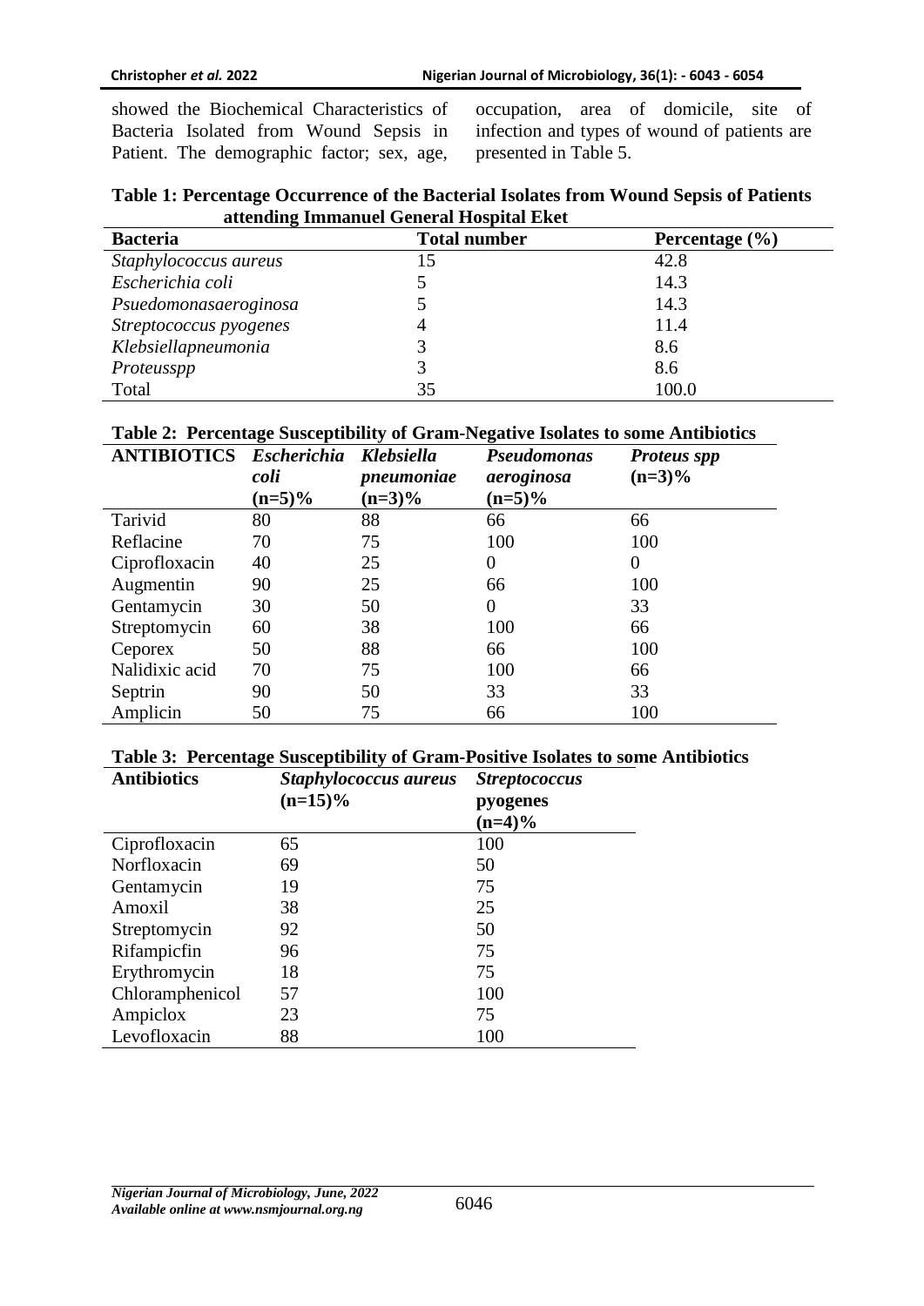showed the Biochemical Characteristics of Bacteria Isolated from Wound Sepsis in Patient. The demographic factor; sex, age, occupation, area of domicile, site of infection and types of wound of patients are presented in Table 5.

**Table 1: Percentage Occurrence of the Bacterial Isolates from Wound Sepsis of Patients attending Immanuel General Hospital Eket**

| Bacteria | Total number | Percentage (%) |
|---|---|---|
| *Staphylococcus aureus* | 15 | 42.8 |
| *Escherichia coli* | 5 | 14.3 |
| *Psuedomonasaeroginosa* | 5 | 14.3 |
| *Streptococcus pyogenes* | 4 | 11.4 |
| *Klebsiellapneumonia* | 3 | 8.6 |
| *Proteusspp* | 3 | 8.6 |
| Total | 35 | 100.0 |

**Table 2: Percentage Susceptibility of Gram-Negative Isolates to some Antibiotics**

| ANTIBIOTICS | *Escherichia coli* (n=5)% | *Klebsiella pneumoniae* (n=3)% | *Pseudomonas aeroginosa* (n=5)% | *Proteus spp* (n=3)% |
|---|---|---|---|---|
| Tarivid | 80 | 88 | 66 | 66 |
| Reflacine | 70 | 75 | 100 | 100 |
| Ciprofloxacin | 40 | 25 | 0 | 0 |
| Augmentin | 90 | 25 | 66 | 100 |
| Gentamycin | 30 | 50 | 0 | 33 |
| Streptomycin | 60 | 38 | 100 | 66 |
| Ceporex | 50 | 88 | 66 | 100 |
| Nalidixic acid | 70 | 75 | 100 | 66 |
| Septrin | 90 | 50 | 33 | 33 |
| Amplicin | 50 | 75 | 66 | 100 |

**Table 3: Percentage Susceptibility of Gram-Positive Isolates to some Antibiotics**

| Antibiotics | *Staphylococcus aureus* (n=15)% | *Streptococcus* pyogenes (n=4)% |
|---|---|---|
| Ciprofloxacin | 65 | 100 |
| Norfloxacin | 69 | 50 |
| Gentamycin | 19 | 75 |
| Amoxil | 38 | 25 |
| Streptomycin | 92 | 50 |
| Rifampicfin | 96 | 75 |
| Erythromycin | 18 | 75 |
| Chloramphenicol | 57 | 100 |
| Ampiclox | 23 | 75 |
| Levofloxacin | 88 | 100 |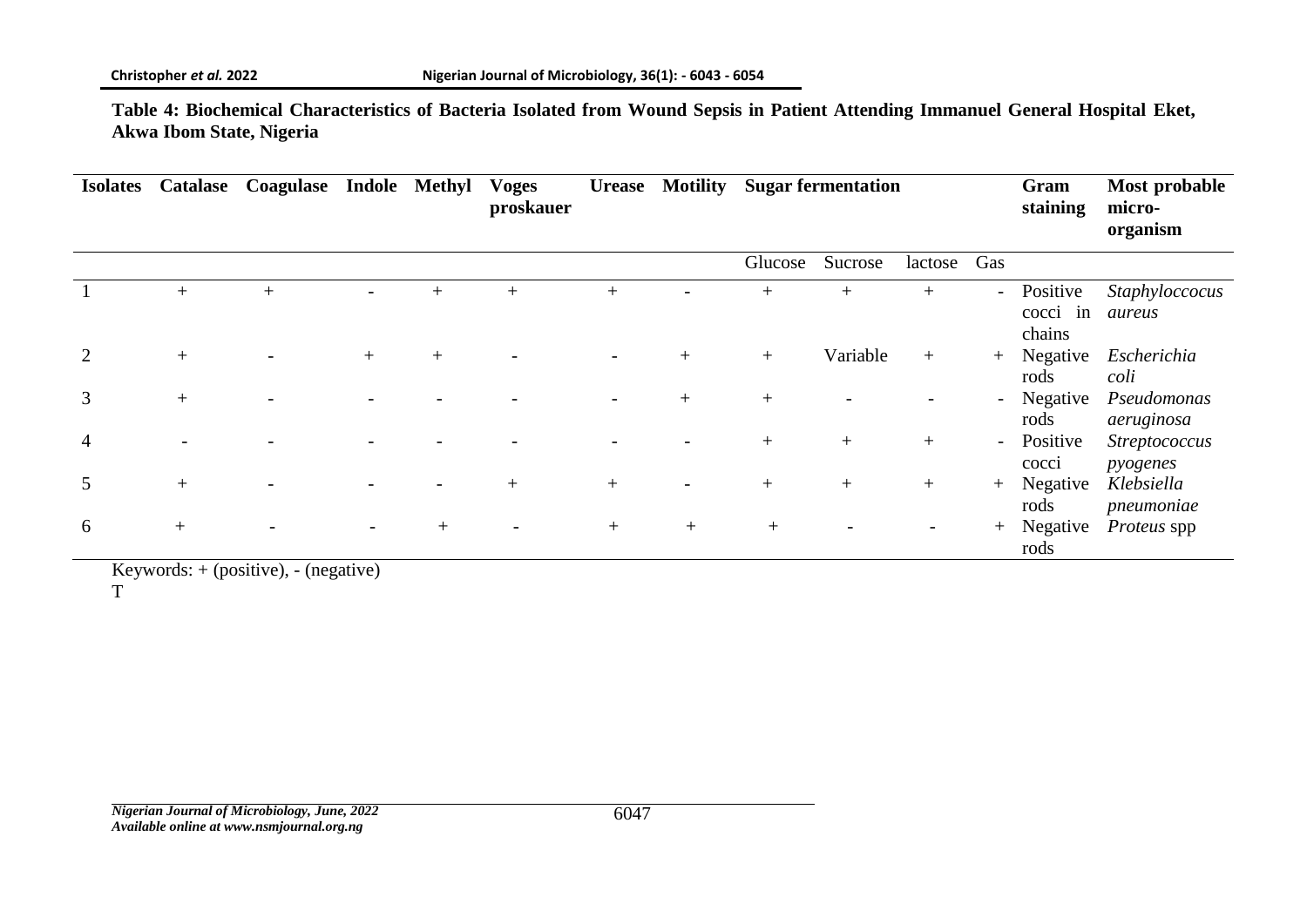**Table 4: Biochemical Characteristics of Bacteria Isolated from Wound Sepsis in Patient Attending Immanuel General Hospital Eket, Akwa Ibom State, Nigeria**

| Isolates | Catalase | Coagulase | Indole | Methyl | Voges proskauer | Urease | Motility | Sugar fermentation | | | | Gram staining | Most probable micro-organism |
|---|---|---|---|---|---|---|---|---|---|---|---|---|---|
| | | | | | | | | Glucose | Sucrose | lactose | Gas | | |
| 1 | + | + | - | + | + | + | - | + | + | + | - | Positive cocci in chains | *Staphyloccocus aureus* |
| 2 | + | - | + | + | - | - | + | + | Variable | + | + | Negative rods | *Escherichia coli* |
| 3 | + | - | - | - | - | - | + | + | - | - | - | Negative rods | *Pseudomonas aeruginosa* |
| 4 | - | - | - | - | - | - | - | + | + | + | - | Positive cocci | *Streptococcus pyogenes* |
| 5 | + | - | - | - | + | + | - | + | + | + | + | Negative rods | *Klebsiella pneumoniae* |
| 6 | + | - | - | + | - | + | + | + | - | - | + | Negative rods | *Proteus* spp |

Keywords: + (positive), - (negative)

T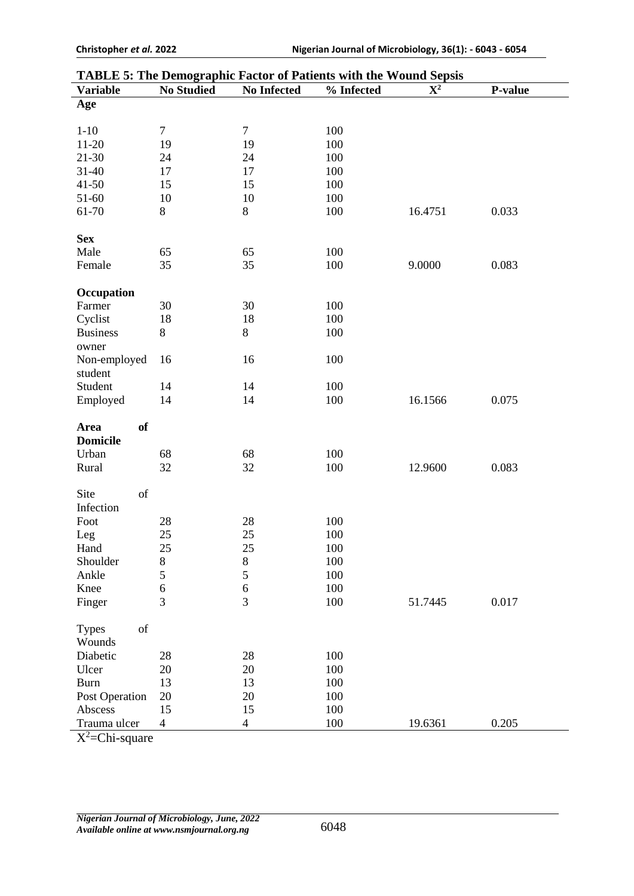**TABLE 5: The Demographic Factor of Patients with the Wound Sepsis**

| Variable | No Studied | No Infected | % Infected | $X^2$ | P-value |
|---|---|---|---|---|---|
| **Age** | | | | | |
| 1-10 | 7 | 7 | 100 | | |
| 11-20 | 19 | 19 | 100 | | |
| 21-30 | 24 | 24 | 100 | | |
| 31-40 | 17 | 17 | 100 | | |
| 41-50 | 15 | 15 | 100 | | |
| 51-60 | 10 | 10 | 100 | | |
| 61-70 | 8 | 8 | 100 | 16.4751 | 0.033 |
| **Sex** | | | | | |
| Male | 65 | 65 | 100 | | |
| Female | 35 | 35 | 100 | 9.0000 | 0.083 |
| **Occupation** | | | | | |
| Farmer | 30 | 30 | 100 | | |
| Cyclist | 18 | 18 | 100 | | |
| Business owner | 8 | 8 | 100 | | |
| Non-employed student | 16 | 16 | 100 | | |
| Student | 14 | 14 | 100 | | |
| Employed | 14 | 14 | 100 | 16.1566 | 0.075 |
| **Area of Domicile** | | | | | |
| Urban | 68 | 68 | 100 | | |
| Rural | 32 | 32 | 100 | 12.9600 | 0.083 |
| Site of Infection | | | | | |
| Foot | 28 | 28 | 100 | | |
| Leg | 25 | 25 | 100 | | |
| Hand | 25 | 25 | 100 | | |
| Shoulder | 8 | 8 | 100 | | |
| Ankle | 5 | 5 | 100 | | |
| Knee | 6 | 6 | 100 | | |
| Finger | 3 | 3 | 100 | 51.7445 | 0.017 |
| Types of Wounds | | | | | |
| Diabetic | 28 | 28 | 100 | | |
| Ulcer | 20 | 20 | 100 | | |
| Burn | 13 | 13 | 100 | | |
| Post Operation | 20 | 20 | 100 | | |
| Abscess | 15 | 15 | 100 | | |
| Trauma ulcer | 4 | 4 | 100 | 19.6361 | 0.205 |

$X^2$=Chi-square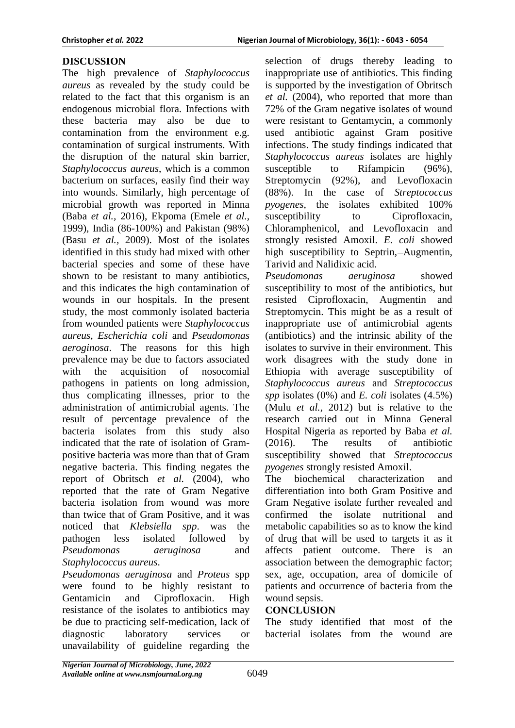## DISCUSSION

The high prevalence of *Staphylococcus aureus* as revealed by the study could be related to the fact that this organism is an endogenous microbial flora. Infections with these bacteria may also be due to contamination from the environment e.g. contamination of surgical instruments. With the disruption of the natural skin barrier, *Staphylococcus aureus*, which is a common bacterium on surfaces, easily find their way into wounds. Similarly, high percentage of microbial growth was reported in Minna (Baba *et al.*, 2016), Ekpoma (Emele *et al.*, 1999), India (86-100%) and Pakistan (98%) (Basu *et al.*, 2009). Most of the isolates identified in this study had mixed with other bacterial species and some of these have shown to be resistant to many antibiotics, and this indicates the high contamination of wounds in our hospitals. In the present study, the most commonly isolated bacteria from wounded patients were *Staphylococcus aureus*, *Escherichia coli* and *Pseudomonas aeroginosa*. The reasons for this high prevalence may be due to factors associated with the acquisition of nosocomial pathogens in patients on long admission, thus complicating illnesses, prior to the administration of antimicrobial agents. The result of percentage prevalence of the bacteria isolates from this study also indicated that the rate of isolation of Gram-positive bacteria was more than that of Gram negative bacteria. This finding negates the report of Obritsch *et al.* (2004), who reported that the rate of Gram Negative bacteria isolation from wound was more than twice that of Gram Positive, and it was noticed that *Klebsiella spp*. was the pathogen less isolated followed by *Pseudomonas aeruginosa* and *Staphylococcus aureus*.

*Pseudomonas aeruginosa* and *Proteus* spp were found to be highly resistant to Gentamicin and Ciprofloxacin. High resistance of the isolates to antibiotics may be due to practicing self-medication, lack of diagnostic laboratory services or unavailability of guideline regarding the selection of drugs thereby leading to inappropriate use of antibiotics. This finding is supported by the investigation of Obritsch *et al.* (2004), who reported that more than 72% of the Gram negative isolates of wound were resistant to Gentamycin, a commonly used antibiotic against Gram positive infections. The study findings indicated that *Staphylococcus aureus* isolates are highly susceptible to Rifampicin (96%), Streptomycin (92%), and Levofloxacin (88%). In the case of *Streptococcus pyogenes*, the isolates exhibited 100% susceptibility to Ciprofloxacin, Chloramphenicol, and Levofloxacin and strongly resisted Amoxil. *E. coli* showed high susceptibility to Septrin,–Augmentin, Tarivid and Nalidixic acid.

*Pseudomonas aeruginosa* showed susceptibility to most of the antibiotics, but resisted Ciprofloxacin, Augmentin and Streptomycin. This might be as a result of inappropriate use of antimicrobial agents (antibiotics) and the intrinsic ability of the isolates to survive in their environment. This work disagrees with the study done in Ethiopia with average susceptibility of *Staphylococcus aureus* and *Streptococcus spp* isolates (0%) and *E. coli* isolates (4.5%) (Mulu *et al.,* 2012) but is relative to the research carried out in Minna General Hospital Nigeria as reported by Baba *et al.* (2016). The results of antibiotic susceptibility showed that *Streptococcus pyogenes* strongly resisted Amoxil.

The biochemical characterization and differentiation into both Gram Positive and Gram Negative isolate further revealed and confirmed the isolate nutritional and metabolic capabilities so as to know the kind of drug that will be used to targets it as it affects patient outcome. There is an association between the demographic factor; sex, age, occupation, area of domicile of patients and occurrence of bacteria from the wound sepsis.

## CONCLUSION

The study identified that most of the bacterial isolates from the wound are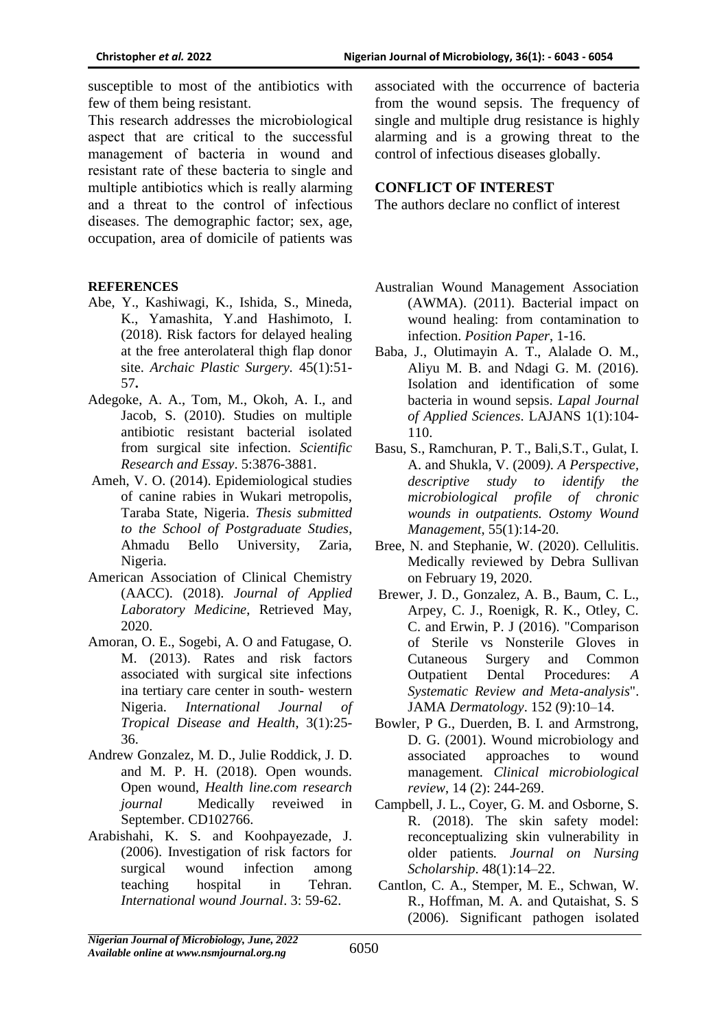susceptible to most of the antibiotics with few of them being resistant.

This research addresses the microbiological aspect that are critical to the successful management of bacteria in wound and resistant rate of these bacteria to single and multiple antibiotics which is really alarming and a threat to the control of infectious diseases. The demographic factor; sex, age, occupation, area of domicile of patients was associated with the occurrence of bacteria from the wound sepsis. The frequency of single and multiple drug resistance is highly alarming and is a growing threat to the control of infectious diseases globally.

## CONFLICT OF INTEREST

The authors declare no conflict of interest

## REFERENCES

Abe, Y., Kashiwagi, K., Ishida, S., Mineda, K., Yamashita, Y.and Hashimoto, I. (2018). Risk factors for delayed healing at the free anterolateral thigh flap donor site. *Archaic Plastic Surgery*. 45(1):51-57**.**

Adegoke, A. A., Tom, M., Okoh, A. I., and Jacob, S. (2010). Studies on multiple antibiotic resistant bacterial isolated from surgical site infection. *Scientific Research and Essay*. 5:3876-3881.

Ameh, V. O. (2014). Epidemiological studies of canine rabies in Wukari metropolis, Taraba State, Nigeria. *Thesis submitted to the School of Postgraduate Studies*, Ahmadu Bello University, Zaria, Nigeria.

American Association of Clinical Chemistry (AACC). (2018). *Journal of Applied Laboratory Medicine*, Retrieved May, 2020.

Amoran, O. E., Sogebi, A. O and Fatugase, O. M. (2013). Rates and risk factors associated with surgical site infections ina tertiary care center in south- western Nigeria. *International Journal of Tropical Disease and Health*, 3(1):25-36.

Andrew Gonzalez, M. D., Julie Roddick, J. D. and M. P. H. (2018). Open wounds. Open wound, *Health line.com research journal* Medically reveiwed in September. CD102766.

Arabishahi, K. S. and Koohpayezade, J. (2006). Investigation of risk factors for surgical wound infection among teaching hospital in Tehran. *International wound Journal*. 3: 59-62.

Australian Wound Management Association (AWMA). (2011). Bacterial impact on wound healing: from contamination to infection. *Position Paper*, 1-16.

Baba, J., Olutimayin A. T., Alalade O. M., Aliyu M. B. and Ndagi G. M. (2016). Isolation and identification of some bacteria in wound sepsis. *Lapal Journal of Applied Sciences*. LAJANS 1(1):104-110.

Basu, S., Ramchuran, P. T., Bali,S.T., Gulat, I. A. and Shukla, V. (2009*). A Perspective, descriptive study to identify the microbiological profile of chronic wounds in outpatients. Ostomy Wound Management*, 55(1):14-20.

Bree, N. and Stephanie, W. (2020). Cellulitis. Medically reviewed by Debra Sullivan on February 19, 2020.

Brewer, J. D., Gonzalez, A. B., Baum, C. L., Arpey, C. J., Roenigk, R. K., Otley, C. C. and Erwin, P. J (2016). "Comparison of Sterile vs Nonsterile Gloves in Cutaneous Surgery and Common Outpatient Dental Procedures: *A Systematic Review and Meta-analysis*". JAMA *Dermatology*. 152 (9):10–14.

Bowler, P G., Duerden, B. I. and Armstrong, D. G. (2001). Wound microbiology and associated approaches to wound management*. Clinical microbiological review*, 14 (2): 244-269.

Campbell, J. L., Coyer, G. M. and Osborne, S. R. (2018). The skin safety model: reconceptualizing skin vulnerability in older patients*. Journal on Nursing Scholarship*. 48(1):14–22.

Cantlon, C. A., Stemper, M. E., Schwan, W. R., Hoffman, M. A. and Qutaishat, S. S (2006). Significant pathogen isolated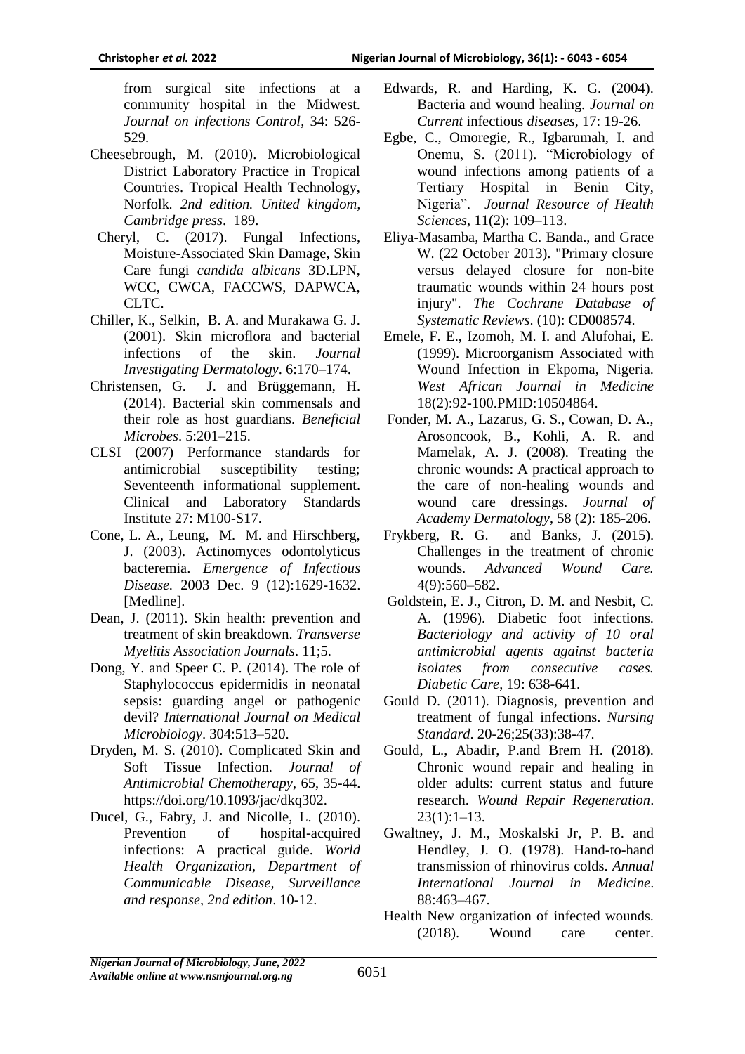from surgical site infections at a community hospital in the Midwest. *Journal on infections Control*, 34: 526-529.

Cheesebrough, M. (2010). Microbiological District Laboratory Practice in Tropical Countries. Tropical Health Technology, Norfolk. *2nd edition. United kingdom, Cambridge press*. 189.

Cheryl, C. (2017). Fungal Infections, Moisture-Associated Skin Damage, Skin Care fungi *candida albicans* 3D.LPN, WCC, CWCA, FACCWS, DAPWCA, CLTC.

Chiller, K., Selkin, B. A. and Murakawa G. J. (2001). Skin microflora and bacterial infections of the skin. *Journal Investigating Dermatology*. 6:170–174.

Christensen, G. J. and Brüggemann, H. (2014). Bacterial skin commensals and their role as host guardians. *Beneficial Microbes*. 5:201–215.

CLSI (2007) Performance standards for antimicrobial susceptibility testing; Seventeenth informational supplement. Clinical and Laboratory Standards Institute 27: M100-S17.

Cone, L. A., Leung, M. M. and Hirschberg, J. (2003). Actinomyces odontolyticus bacteremia. *Emergence of Infectious Disease.* 2003 Dec. 9 (12):1629-1632. [Medline].

Dean, J. (2011). Skin health: prevention and treatment of skin breakdown. *Transverse Myelitis Association Journals*. 11;5.

Dong, Y. and Speer C. P. (2014). The role of Staphylococcus epidermidis in neonatal sepsis: guarding angel or pathogenic devil? *International Journal on Medical Microbiology*. 304:513–520.

Dryden, M. S. (2010). Complicated Skin and Soft Tissue Infection. *Journal of Antimicrobial Chemotherapy*, 65, 35-44. https://doi.org/10.1093/jac/dkq302.

Ducel, G., Fabry, J. and Nicolle, L. (2010). Prevention of hospital-acquired infections: A practical guide. *World Health Organization, Department of Communicable Disease, Surveillance and response, 2nd edition*. 10-12.

Edwards, R. and Harding, K. G. (2004). Bacteria and wound healing. *Journal on Current* infectious *diseases*, 17: 19-26.

Egbe, C., Omoregie, R., Igbarumah, I. and Onemu, S. (2011). "Microbiology of wound infections among patients of a Tertiary Hospital in Benin City, Nigeria". *Journal Resource of Health Sciences*, 11(2): 109–113.

Eliya-Masamba, Martha C. Banda., and Grace W. (22 October 2013). "Primary closure versus delayed closure for non-bite traumatic wounds within 24 hours post injury". *The Cochrane Database of Systematic Reviews*. (10): CD008574.

Emele, F. E., Izomoh, M. I. and Alufohai, E. (1999). Microorganism Associated with Wound Infection in Ekpoma, Nigeria. *West African Journal in Medicine* 18(2):92-100.PMID:10504864.

Fonder, M. A., Lazarus, G. S., Cowan, D. A., Arosoncook, B., Kohli, A. R. and Mamelak, A. J. (2008). Treating the chronic wounds: A practical approach to the care of non-healing wounds and wound care dressings. *Journal of Academy Dermatology*, 58 (2): 185-206.

Frykberg, R. G. and Banks, J. (2015). Challenges in the treatment of chronic wounds. *Advanced Wound Care.* 4(9):560–582.

Goldstein, E. J., Citron, D. M. and Nesbit, C. A. (1996). Diabetic foot infections. *Bacteriology and activity of 10 oral antimicrobial agents against bacteria isolates from consecutive cases. Diabetic Care*, 19: 638-641.

Gould D. (2011). Diagnosis, prevention and treatment of fungal infections. *Nursing Standard*. 20-26;25(33):38-47.

Gould, L., Abadir, P.and Brem H. (2018). Chronic wound repair and healing in older adults: current status and future research. *Wound Repair Regeneration*. 23(1):1–13.

Gwaltney, J. M., Moskalski Jr, P. B. and Hendley, J. O. (1978). Hand-to-hand transmission of rhinovirus colds. *Annual International Journal in Medicine*. 88:463–467.

Health New organization of infected wounds. (2018). Wound care center.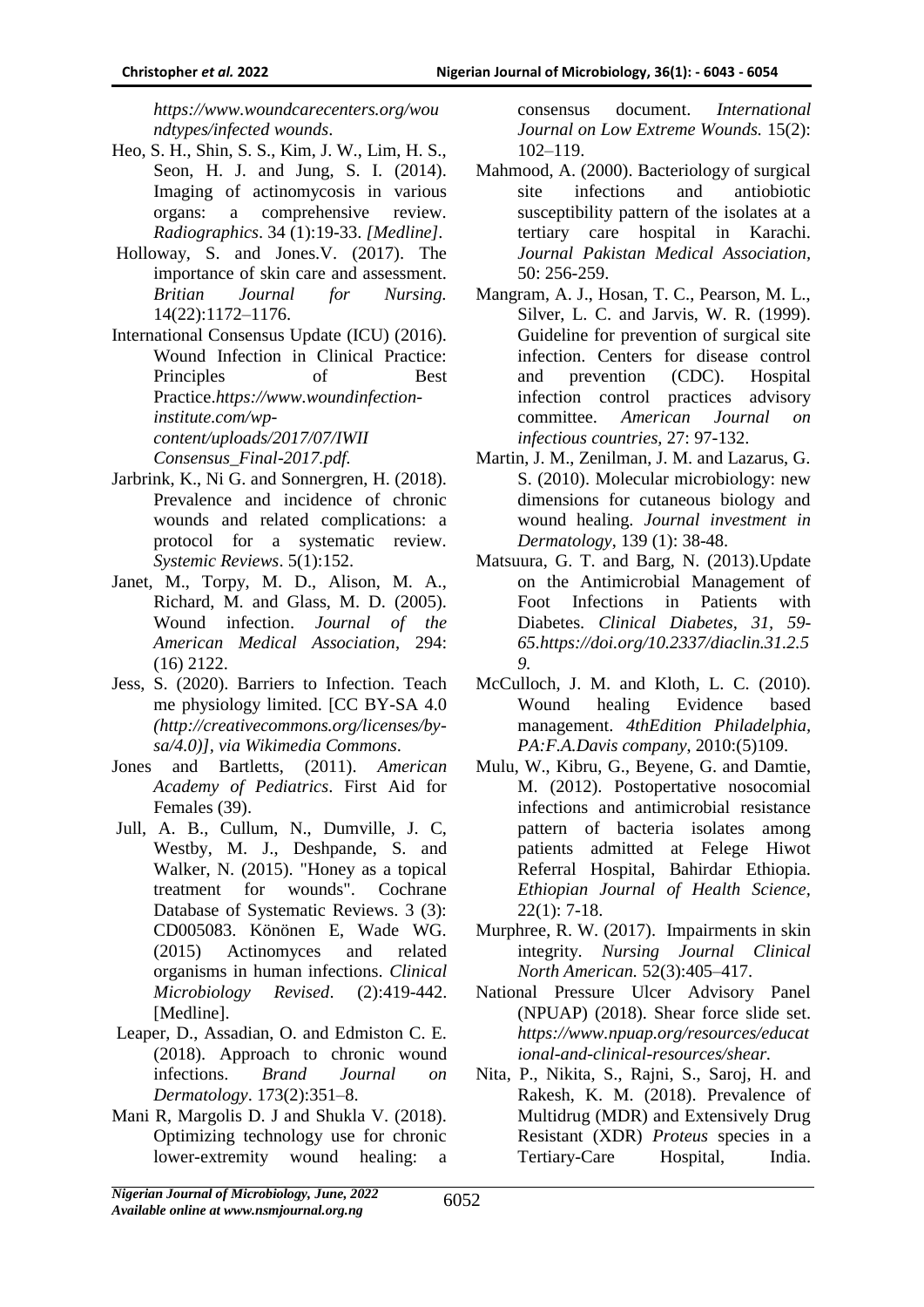*https://www.woundcarecenters.org/woundtypes/infected wounds*.

Heo, S. H., Shin, S. S., Kim, J. W., Lim, H. S., Seon, H. J. and Jung, S. I. (2014). Imaging of actinomycosis in various organs: a comprehensive review. *Radiographics*. 34 (1):19-33. *[Medline]*.

Holloway, S. and Jones.V. (2017). The importance of skin care and assessment. *Britian Journal for Nursing.* 14(22):1172–1176.

International Consensus Update (ICU) (2016). Wound Infection in Clinical Practice: Principles of Best Practice.*https://www.woundinfection-institute.com/wp-content/uploads/2017/07/IWII Consensus_Final-2017.pdf.*

Jarbrink, K., Ni G. and Sonnergren, H. (2018). Prevalence and incidence of chronic wounds and related complications: a protocol for a systematic review. *Systemic Reviews*. 5(1):152.

Janet, M., Torpy, M. D., Alison, M. A., Richard, M. and Glass, M. D. (2005). Wound infection. *Journal of the American Medical Association*, 294: (16) 2122.

Jess, S. (2020). Barriers to Infection. Teach me physiology limited. [CC BY-SA 4.0 *(http://creativecommons.org/licenses/by-sa/4.0)], via Wikimedia Commons*.

Jones and Bartletts, (2011). *American Academy of Pediatrics*. First Aid for Females (39).

Jull, A. B., Cullum, N., Dumville, J. C, Westby, M. J., Deshpande, S. and Walker, N. (2015). "Honey as a topical treatment for wounds". Cochrane Database of Systematic Reviews. 3 (3): CD005083. Könönen E, Wade WG. (2015) Actinomyces and related organisms in human infections. *Clinical Microbiology Revised*. (2):419-442. [Medline].

Leaper, D., Assadian, O. and Edmiston C. E. (2018). Approach to chronic wound infections. *Brand Journal on Dermatology*. 173(2):351–8.

Mani R, Margolis D. J and Shukla V. (2018). Optimizing technology use for chronic lower-extremity wound healing: a consensus document. *International Journal on Low Extreme Wounds.* 15(2): 102–119.

Mahmood, A. (2000). Bacteriology of surgical site infections and antiobiotic susceptibility pattern of the isolates at a tertiary care hospital in Karachi. *Journal Pakistan Medical Association*, 50: 256-259.

Mangram, A. J., Hosan, T. C., Pearson, M. L., Silver, L. C. and Jarvis, W. R. (1999). Guideline for prevention of surgical site infection. Centers for disease control and prevention (CDC). Hospital infection control practices advisory committee. *American Journal on infectious countries,* 27: 97-132.

Martin, J. M., Zenilman, J. M. and Lazarus, G. S. (2010). Molecular microbiology: new dimensions for cutaneous biology and wound healing. *Journal investment in Dermatology*, 139 (1): 38-48.

Matsuura, G. T. and Barg, N. (2013).Update on the Antimicrobial Management of Foot Infections in Patients with Diabetes. *Clinical Diabetes, 31, 59-65.https://doi.org/10.2337/diaclin.31.2.59.*

McCulloch, J. M. and Kloth, L. C. (2010). Wound healing Evidence based management. *4thEdition Philadelphia, PA:F.A.Davis company*, 2010:(5)109.

Mulu, W., Kibru, G., Beyene, G. and Damtie, M. (2012). Postopertative nosocomial infections and antimicrobial resistance pattern of bacteria isolates among patients admitted at Felege Hiwot Referral Hospital, Bahirdar Ethiopia. *Ethiopian Journal of Health Science,* 22(1): 7-18.

Murphree, R. W. (2017). Impairments in skin integrity. *Nursing Journal Clinical North American.* 52(3):405–417.

National Pressure Ulcer Advisory Panel (NPUAP) (2018). Shear force slide set. *https://www.npuap.org/resources/educational-and-clinical-resources/shear.*

Nita, P., Nikita, S., Rajni, S., Saroj, H. and Rakesh, K. M. (2018). Prevalence of Multidrug (MDR) and Extensively Drug Resistant (XDR) *Proteus* species in a Tertiary-Care Hospital, India.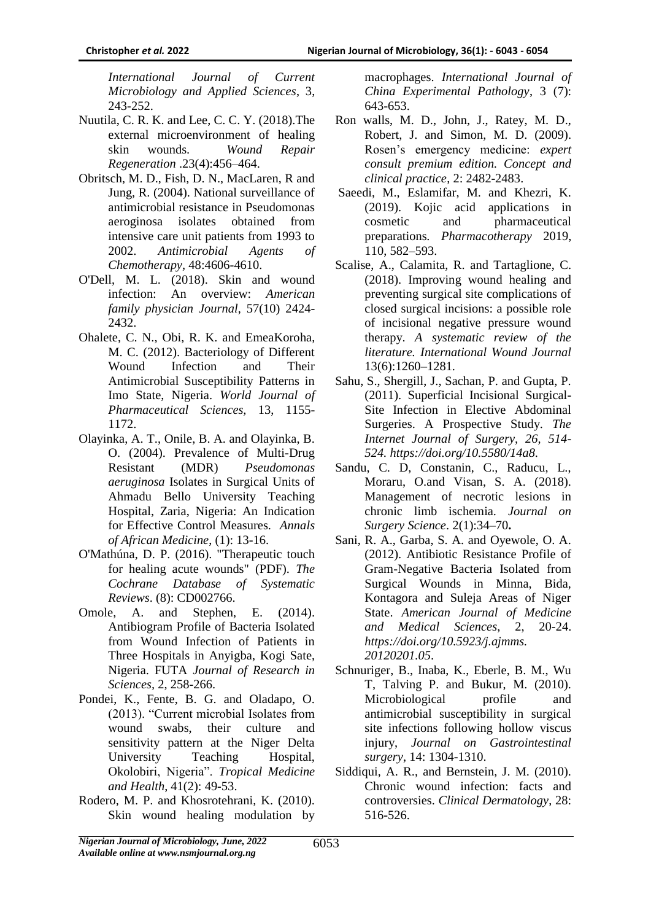*International Journal of Current Microbiology and Applied Sciences*, 3, 243-252.

Nuutila, C. R. K. and Lee, C. C. Y. (2018).The external microenvironment of healing skin wounds. *Wound Repair Regeneration* .23(4):456–464.

Obritsch, M. D., Fish, D. N., MacLaren, R and Jung, R. (2004). National surveillance of antimicrobial resistance in Pseudomonas aeroginosa isolates obtained from intensive care unit patients from 1993 to 2002. *Antimicrobial Agents of Chemotherapy*, 48:4606-4610.

O'Dell, M. L. (2018). Skin and wound infection: An overview: *American family physician Journal*, 57(10) 2424-2432.

Ohalete, C. N., Obi, R. K. and EmeaKoroha, M. C. (2012). Bacteriology of Different Wound Infection and Their Antimicrobial Susceptibility Patterns in Imo State, Nigeria. *World Journal of Pharmaceutical Sciences,* 13, 1155-1172.

Olayinka, A. T., Onile, B. A. and Olayinka, B. O. (2004). Prevalence of Multi-Drug Resistant (MDR) *Pseudomonas aeruginosa* Isolates in Surgical Units of Ahmadu Bello University Teaching Hospital, Zaria, Nigeria: An Indication for Effective Control Measures. *Annals of African Medicine*, (1): 13-16.

O'Mathúna, D. P. (2016). "Therapeutic touch for healing acute wounds" (PDF). *The Cochrane Database of Systematic Reviews*. (8): CD002766.

Omole, A. and Stephen, E. (2014). Antibiogram Profile of Bacteria Isolated from Wound Infection of Patients in Three Hospitals in Anyigba, Kogi Sate, Nigeria. FUTA *Journal of Research in Sciences*, 2, 258-266.

Pondei, K., Fente, B. G. and Oladapo, O. (2013). "Current microbial Isolates from wound swabs, their culture and sensitivity pattern at the Niger Delta University Teaching Hospital, Okolobiri, Nigeria". *Tropical Medicine and Health*, 41(2): 49-53.

Rodero, M. P. and Khosrotehrani, K. (2010). Skin wound healing modulation by macrophages. *International Journal of China Experimental Pathology*, 3 (7): 643-653.

Ron walls, M. D., John, J., Ratey, M. D., Robert, J. and Simon, M. D. (2009). Rosen's emergency medicine: *expert consult premium edition. Concept and clinical practice*, 2: 2482-2483.

Saeedi, M., Eslamifar, M. and Khezri, K. (2019). Kojic acid applications in cosmetic and pharmaceutical preparations. *Pharmacotherapy* 2019, 110, 582–593.

Scalise, A., Calamita, R. and Tartaglione, C. (2018). Improving wound healing and preventing surgical site complications of closed surgical incisions: a possible role of incisional negative pressure wound therapy. *A systematic review of the literature. International Wound Journal* 13(6):1260–1281.

Sahu, S., Shergill, J., Sachan, P. and Gupta, P. (2011). Superficial Incisional Surgical-Site Infection in Elective Abdominal Surgeries. A Prospective Study. *The Internet Journal of Surgery, 26, 514-524. https://doi.org/10.5580/14a8.*

Sandu, C. D, Constanin, C., Raducu, L., Moraru, O.and Visan, S. A. (2018). Management of necrotic lesions in chronic limb ischemia. *Journal on Surgery Science*. 2(1):34–70**.**

Sani, R. A., Garba, S. A. and Oyewole, O. A. (2012). Antibiotic Resistance Profile of Gram-Negative Bacteria Isolated from Surgical Wounds in Minna, Bida, Kontagora and Suleja Areas of Niger State. *American Journal of Medicine and Medical Sciences*, 2, 20-24. *https://doi.org/10.5923/j.ajmms. 20120201.05*.

Schnuriger, B., Inaba, K., Eberle, B. M., Wu T, Talving P. and Bukur, M. (2010). Microbiological profile and antimicrobial susceptibility in surgical site infections following hollow viscus injury, *Journal on Gastrointestinal surgery*, 14: 1304-1310.

Siddiqui, A. R., and Bernstein, J. M. (2010). Chronic wound infection: facts and controversies. *Clinical Dermatology*, 28: 516-526.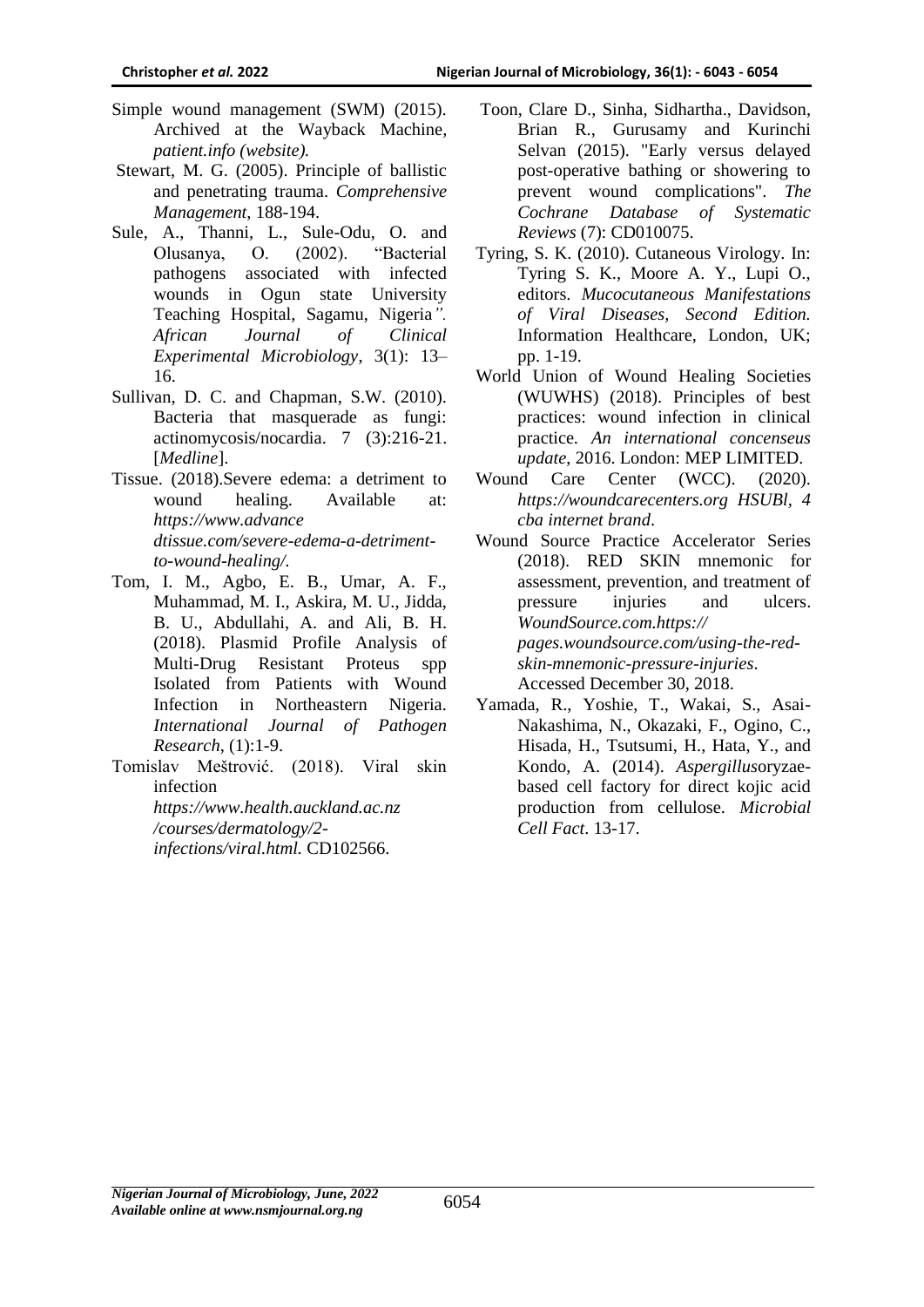Simple wound management (SWM) (2015). Archived at the Wayback Machine, *patient.info (website).*

Stewart, M. G. (2005). Principle of ballistic and penetrating trauma. *Comprehensive Management*, 188-194.

Sule, A., Thanni, L., Sule-Odu, O. and Olusanya, O. (2002). "Bacterial pathogens associated with infected wounds in Ogun state University Teaching Hospital, Sagamu, Nigeria*". African Journal of Clinical Experimental Microbiology*, 3(1): 13–16.

Sullivan, D. C. and Chapman, S.W. (2010). Bacteria that masquerade as fungi: actinomycosis/nocardia. 7 (3):216-21. [*Medline*].

Tissue. (2018).Severe edema: a detriment to wound healing. Available at: *https://www.advance dtissue.com/severe-edema-a-detriment-to-wound-healing/.*

Tom, I. M., Agbo, E. B., Umar, A. F., Muhammad, M. I., Askira, M. U., Jidda, B. U., Abdullahi, A. and Ali, B. H. (2018). Plasmid Profile Analysis of Multi-Drug Resistant Proteus spp Isolated from Patients with Wound Infection in Northeastern Nigeria. *International Journal of Pathogen Research*, (1):1-9.

Tomislav Meštrović. (2018). Viral skin infection *https://www.health.auckland.ac.nz /courses/dermatology/2-infections/viral.html.* CD102566.

Toon, Clare D., Sinha, Sidhartha., Davidson, Brian R., Gurusamy and Kurinchi Selvan (2015). "Early versus delayed post-operative bathing or showering to prevent wound complications". *The Cochrane Database of Systematic Reviews* (7): CD010075.

Tyring, S. K. (2010). Cutaneous Virology. In: Tyring S. K., Moore A. Y., Lupi O., editors. *Mucocutaneous Manifestations of Viral Diseases, Second Edition.* Information Healthcare, London, UK; pp. 1-19.

World Union of Wound Healing Societies (WUWHS) (2018). Principles of best practices: wound infection in clinical practice. *An international concenseus update*, 2016. London: MEP LIMITED.

Wound Care Center (WCC). (2020). *https://woundcarecenters.org HSUBl, 4 cba internet brand*.

Wound Source Practice Accelerator Series (2018). RED SKIN mnemonic for assessment, prevention, and treatment of pressure injuries and ulcers. *WoundSource.com.https:// pages.woundsource.com/using-the-red-skin-mnemonic-pressure-injuries*. Accessed December 30, 2018.

Yamada, R., Yoshie, T., Wakai, S., Asai-Nakashima, N., Okazaki, F., Ogino, C., Hisada, H., Tsutsumi, H., Hata, Y., and Kondo, A. (2014). *Aspergillus*oryzae-based cell factory for direct kojic acid production from cellulose. *Microbial Cell Fact*. 13-17.